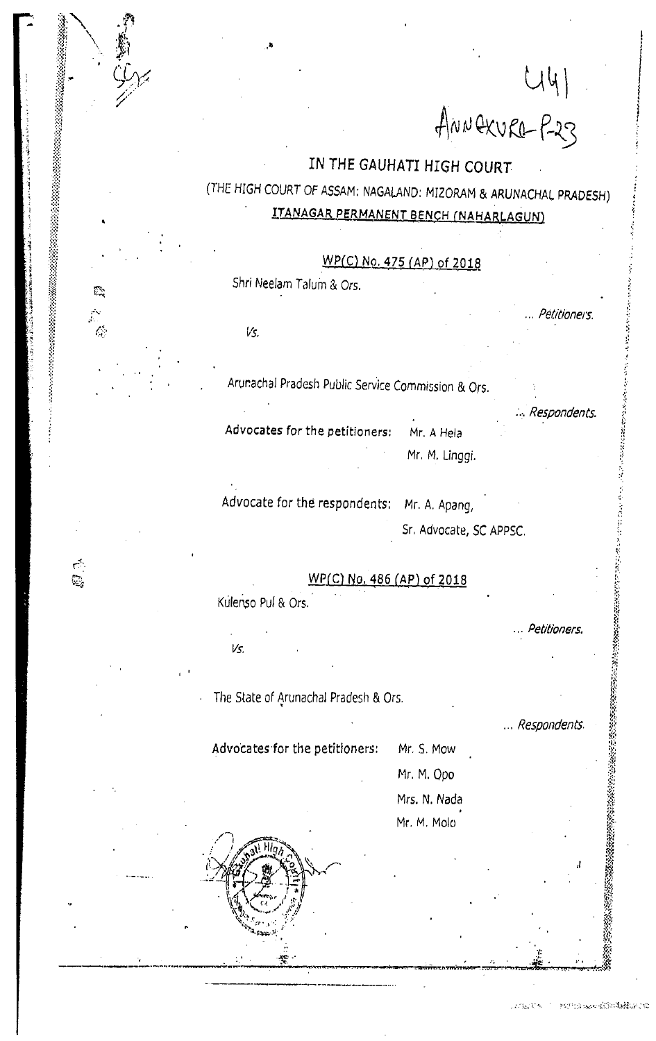441

Annexure-P-23

# IN THE GAUHATI HIGH COURT

(THE HIGH COURT OF ASSAM: NAGALAND: MIZORAM & ARUNACHAL PRADESH)

**ITANAGAR PERMANENT BENCH (NAHARLAGUN)**

WP(C) No. 475 (AP) of 2018

Shri Neelam Talum & Ors.

... *Petitioners.*

*Vs.*

Arunachal Pradesh Public Service Commission & Ors.

... *Respondents.*

Advocates for the petitioners: Mr. A Hela

Mr. M. Linggi.

Advocate for the respondents: Mr. A. Apang,

Sr. Advocate, SC APPSC.

WP(C) No. 486 (AP) of 2018

Kulenso Pul & Ors.

... *Petitioners.*

*Vs.*

The State of Arunachal Pradesh & Ors.

... *Respondents.*

Advocates for the petitioners: Mr. S. Mow

Mr. M. Opo

Mrs. N. Nada

Mr. M. Molo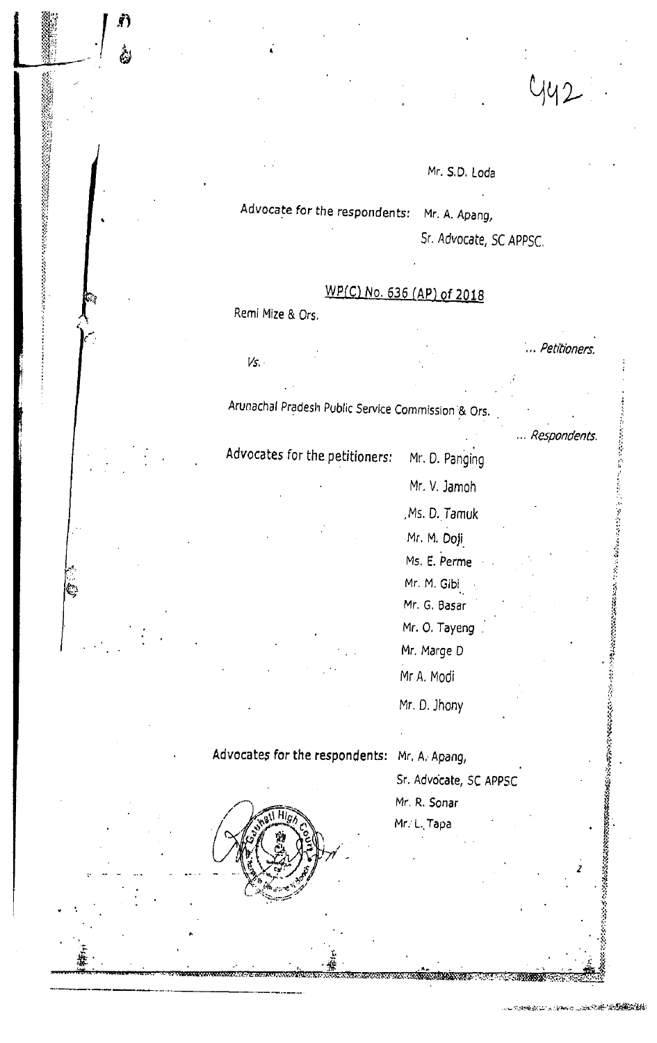Mr. S.D. Loda

Advocate for the respondents: Mr. A. Apang,

Sr. Advocate, SC APPSC.

WP(C) No. 636 (AP) of 2018

Remi Mize & Ors.

... *Petitioners.*

*Vs.*

Arunachal Pradesh Public Service Commission & Ors.

... *Respondents.*

Advocates for the petitioners: Mr. D. Panging

Mr. V. Jamoh

Ms. D. Tamuk

Mr. M. Doji

Ms. E. Perme

Mr. M. Gibi

Mr. G. Basar

Mr. O. Tayeng

Mr. Marge D

Mr A. Modi

Mr. D. Jhony

Advocates for the respondents: Mr. A. Apang,

Sr. Advocate, SC APPSC

Mr. R. Sonar

Mr. L. Tapa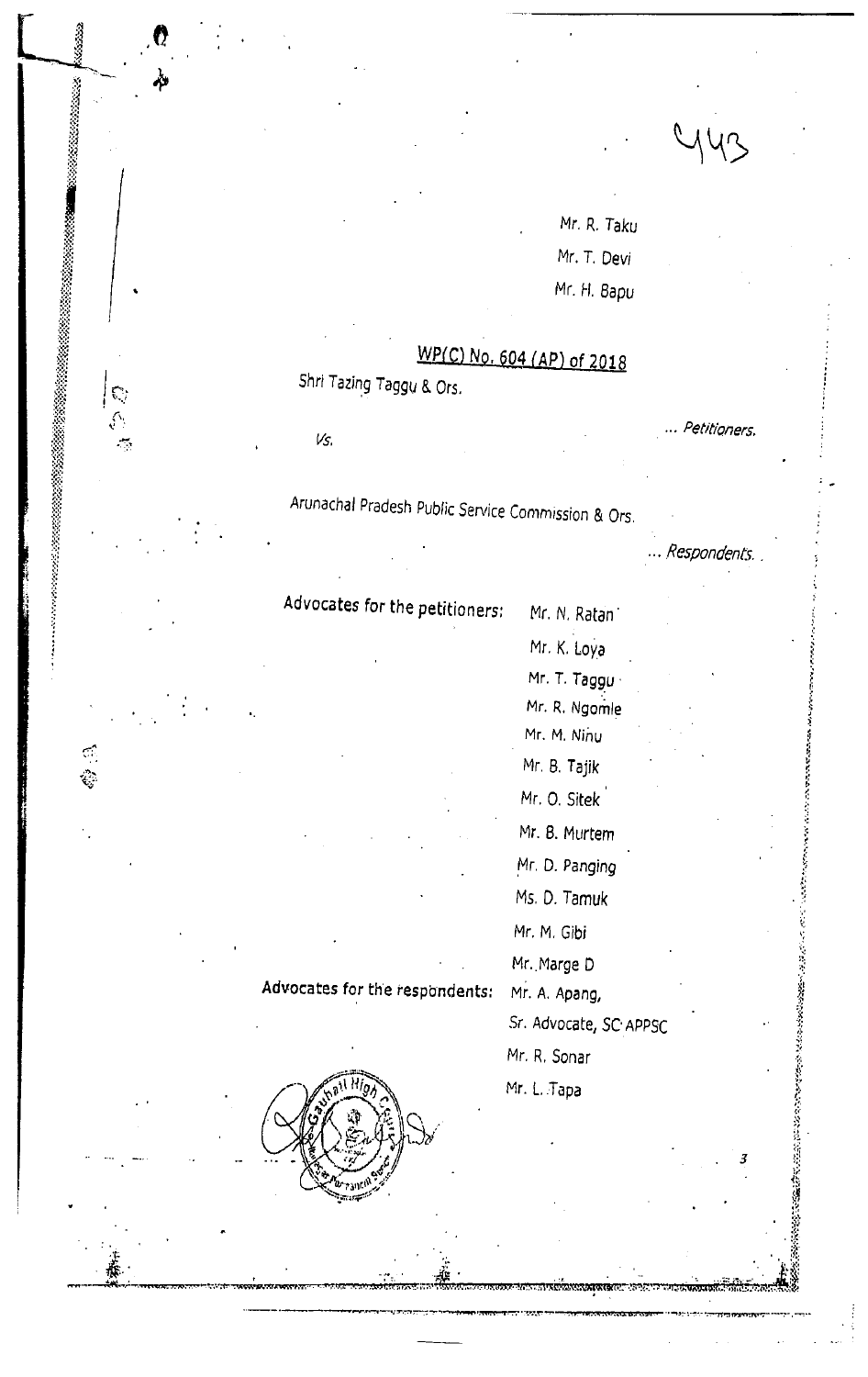Mr. R. Taku

Mr. T. Devi

Mr. H. Bapu

## WP(C) No. 604 (AP) of 2018

Shri Tazing Taggu & Ors.

... *Petitioners.*

*Vs.*

Arunachal Pradesh Public Service Commission & Ors.

... *Respondents.*

Advocates for the petitioners: Mr. N. Ratan

Mr. K. Loya

Mr. T. Taggu

Mr. R. Ngomle

Mr. M. Ninu

Mr. B. Tajik

Mr. O. Sitek

Mr. B. Murtem

Mr. D. Panging

Ms. D. Tamuk

Mr. M. Gibi

Mr. Marge D

Advocates for the respondents: Mr. A. Apang,

Sr. Advocate, SC APPSC

Mr. R. Sonar

Mr. L. Tapa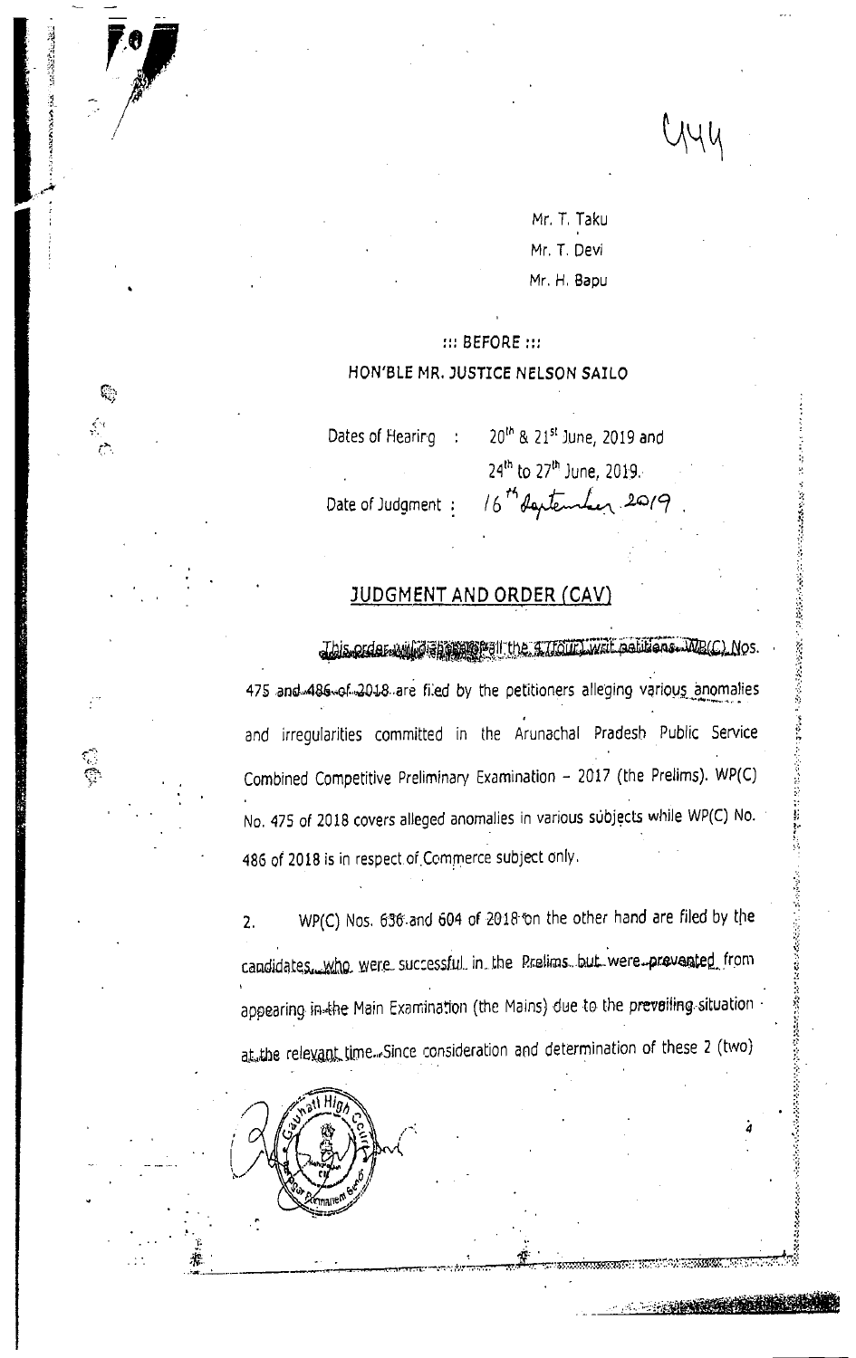Mr. T. Taku

Mr. T. Devi

Mr. H. Bapu

::: BEFORE :::

HON'BLE MR. JUSTICE NELSON SAILO

Dates of Hearing : 20th & 21st June, 2019 and 24th to 27th June, 2019.

Date of Judgment : 16th September 2019.

## JUDGMENT AND ORDER (CAV)

This order will dispose of all the 4 (four) writ petitions. WP(C) Nos. 475 and 486 of 2018 are filed by the petitioners alleging various anomalies and irregularities committed in the Arunachal Pradesh Public Service Combined Competitive Preliminary Examination – 2017 (the Prelims). WP(C) No. 475 of 2018 covers alleged anomalies in various subjects while WP(C) No. 486 of 2018 is in respect of Commerce subject only.

2. WP(C) Nos. 636 and 604 of 2018 on the other hand are filed by the candidates, who were successful in the Prelims but were prevented from appearing in the Main Examination (the Mains) due to the prevailing situation at the relevant time. Since consideration and determination of these 2 (two)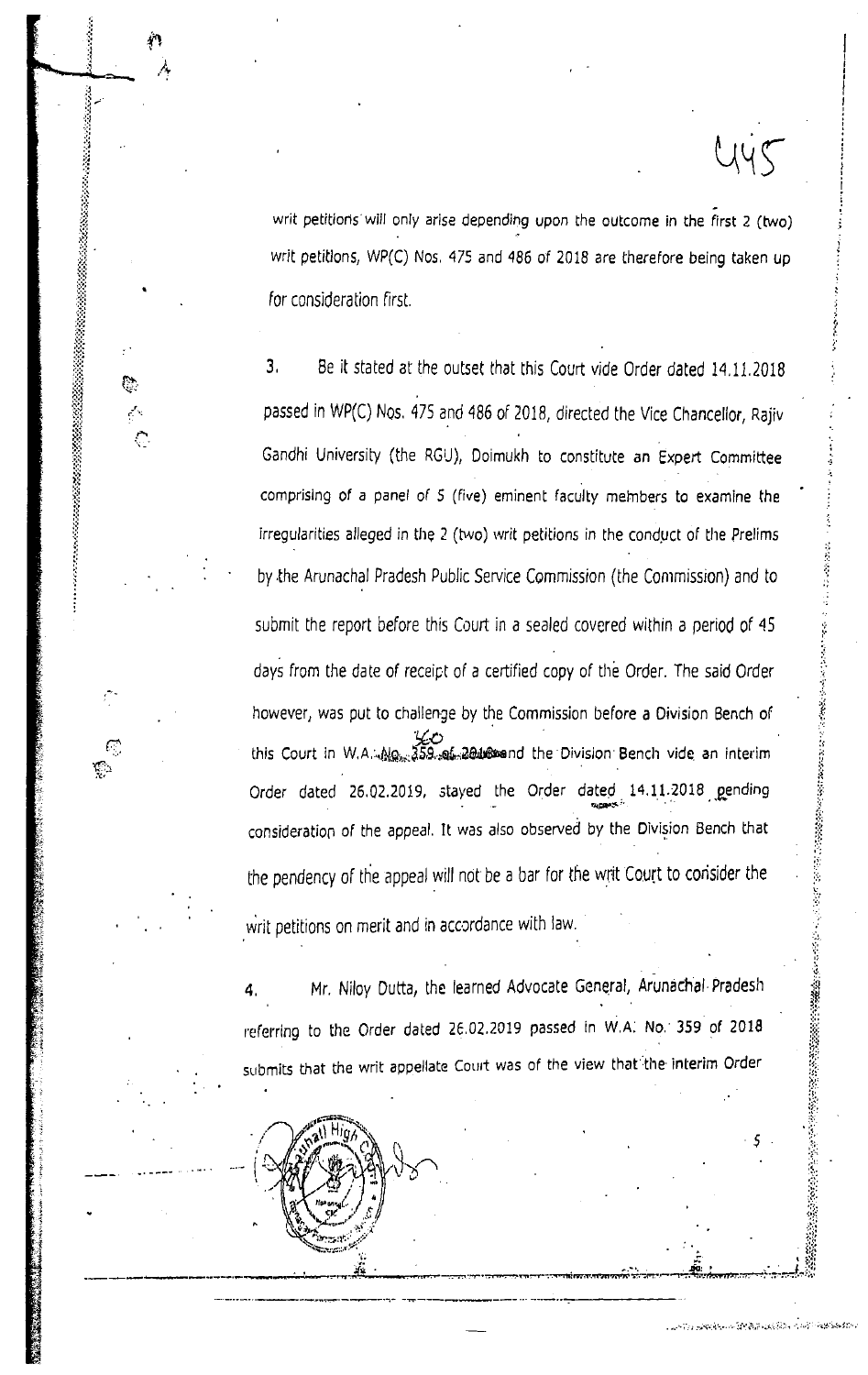writ petitions will only arise depending upon the outcome in the first 2 (two) writ petitions, WP(C) Nos. 475 and 486 of 2018 are therefore being taken up for consideration first.

3. Be it stated at the outset that this Court vide Order dated 14.11.2018 passed in WP(C) Nos. 475 and 486 of 2018, directed the Vice Chancellor, Rajiv Gandhi University (the RGU), Doimukh to constitute an Expert Committee comprising of a panel of 5 (five) eminent faculty members to examine the irregularities alleged in the 2 (two) writ petitions in the conduct of the Prelims by the Arunachal Pradesh Public Service Commission (the Commission) and to submit the report before this Court in a sealed covered within a period of 45 days from the date of receipt of a certified copy of the Order. The said Order however, was put to challenge by the Commission before a Division Bench of this Court in W.A. No. 359 of 2018 and the Division Bench vide an interim Order dated 26.02.2019, stayed the Order dated 14.11.2018 pending consideration of the appeal. It was also observed by the Division Bench that the pendency of the appeal will not be a bar for the writ Court to consider the writ petitions on merit and in accordance with law.

4. Mr. Niloy Dutta, the learned Advocate General, Arunachal Pradesh referring to the Order dated 26.02.2019 passed in W.A. No. 359 of 2018 submits that the writ appellate Court was of the view that the interim Order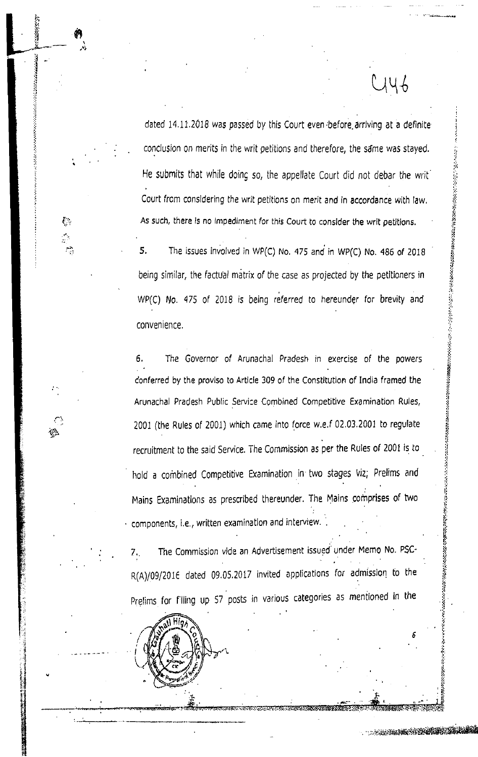dated 14.11.2018 was passed by this Court even before arriving at a definite conclusion on merits in the writ petitions and therefore, the same was stayed. He submits that while doing so, the appellate Court did not debar the writ Court from considering the writ petitions on merit and in accordance with law. As such, there is no impediment for this Court to consider the writ petitions.

5. The issues involved in WP(C) No. 475 and in WP(C) No. 486 of 2018 being similar, the factual matrix of the case as projected by the petitioners in WP(C) No. 475 of 2018 is being referred to hereunder for brevity and convenience.

6. The Governor of Arunachal Pradesh in exercise of the powers conferred by the proviso to Article 309 of the Constitution of India framed the Arunachal Pradesh Public Service Combined Competitive Examination Rules, 2001 (the Rules of 2001) which came into force w.e.f 02.03.2001 to regulate recruitment to the said Service. The Commission as per the Rules of 2001 is to hold a combined Competitive Examination in two stages viz; Prelims and Mains Examinations as prescribed thereunder. The Mains comprises of two components, i.e., written examination and interview.

7. The Commission vide an Advertisement issued under Memo No. PSC-R(A)/09/2016 dated 09.05.2017 invited applications for admission to the Prelims for filling up 57 posts in various categories as mentioned in the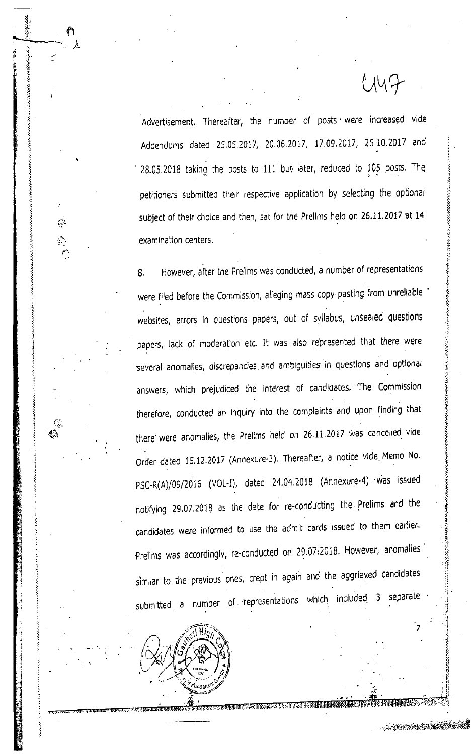Advertisement. Thereafter, the number of posts were increased vide Addendums dated 25.05.2017, 20.06.2017, 17.09.2017, 25.10.2017 and 28.05.2018 taking the posts to 111 but later, reduced to 105 posts. The petitioners submitted their respective application by selecting the optional subject of their choice and then, sat for the Prelims held on 26.11.2017 at 14 examination centers.

8. However, after the Prelims was conducted, a number of representations were filed before the Commission, alleging mass copy pasting from unreliable websites, errors in questions papers, out of syllabus, unsealed questions papers, lack of moderation etc. It was also represented that there were several anomalies, discrepancies and ambiguities in questions and optional answers, which prejudiced the interest of candidates. The Commission therefore, conducted an inquiry into the complaints and upon finding that there were anomalies, the Prelims held on 26.11.2017 was cancelled vide Order dated 15.12.2017 (Annexure-3). Thereafter, a notice vide Memo No. PSC-R(A)/09/2016 (VOL-I), dated 24.04.2018 (Annexure-4) was issued notifying 29.07.2018 as the date for re-conducting the Prelims and the candidates were informed to use the admit cards issued to them earlier. Prelims was accordingly, re-conducted on 29.07.2018. However, anomalies similar to the previous ones, crept in again and the aggrieved candidates submitted a number of representations which included 3 separate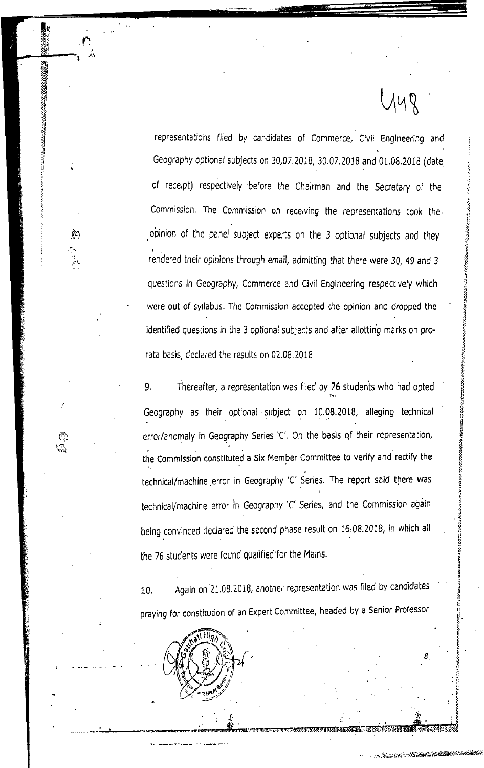representations filed by candidates of Commerce, Civil Engineering and Geography optional subjects on 30,07.2018, 30.07.2018 and 01.08.2018 (date of receipt) respectively before the Chairman and the Secretary of the Commission. The Commission on receiving the representations took the opinion of the panel subject experts on the 3 optional subjects and they rendered their opinions through email, admitting that there were 30, 49 and 3 questions in Geography, Commerce and Civil Engineering respectively which were out of syllabus. The Commission accepted the opinion and dropped the identified questions in the 3 optional subjects and after allotting marks on pro-rata basis, declared the results on 02.08.2018.

9. Thereafter, a representation was filed by 76 students who had opted Geography as their optional subject on 10.08.2018, alleging technical error/anomaly in Geography Series 'C'. On the basis of their representation, the Commission constituted a Six Member Committee to verify and rectify the technical/machine error in Geography 'C' Series. The report said there was technical/machine error in Geography 'C' Series, and the Commission again being convinced declared the second phase result on 16.08.2018, in which all the 76 students were found qualified for the Mains.

10. Again on 21.08.2018, another representation was filed by candidates praying for constitution of an Expert Committee, headed by a Senior Professor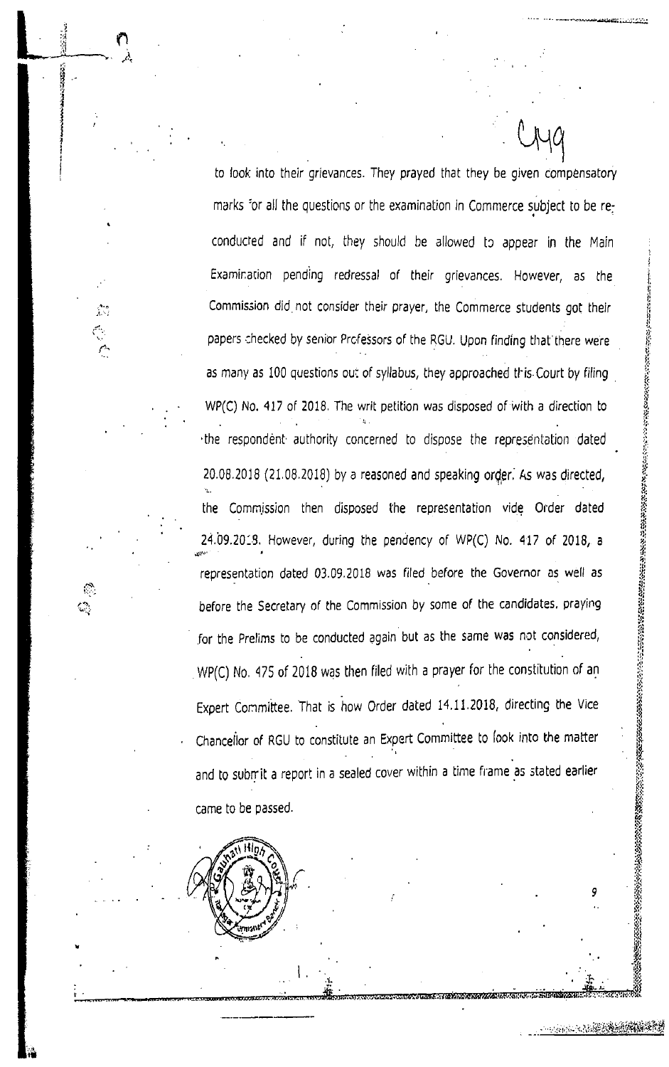to look into their grievances. They prayed that they be given compensatory marks for all the questions or the examination in Commerce subject to be re-conducted and if not, they should be allowed to appear in the Main Examination pending redressal of their grievances. However, as the Commission did not consider their prayer, the Commerce students got their papers checked by senior Professors of the RGU. Upon finding that there were as many as 100 questions out of syllabus, they approached this Court by filing WP(C) No. 417 of 2018. The writ petition was disposed of with a direction to the respondent authority concerned to dispose the representation dated 20.08.2018 (21.08.2018) by a reasoned and speaking order. As was directed, the Commission then disposed the representation vide Order dated 24.09.2018. However, during the pendency of WP(C) No. 417 of 2018, a representation dated 03.09.2018 was filed before the Governor as well as before the Secretary of the Commission by some of the candidates, praying for the Prelims to be conducted again but as the same was not considered, WP(C) No. 475 of 2018 was then filed with a prayer for the constitution of an Expert Committee. That is how Order dated 14.11.2018, directing the Vice Chancellor of RGU to constitute an Expert Committee to look into the matter and to submit a report in a sealed cover within a time frame as stated earlier came to be passed.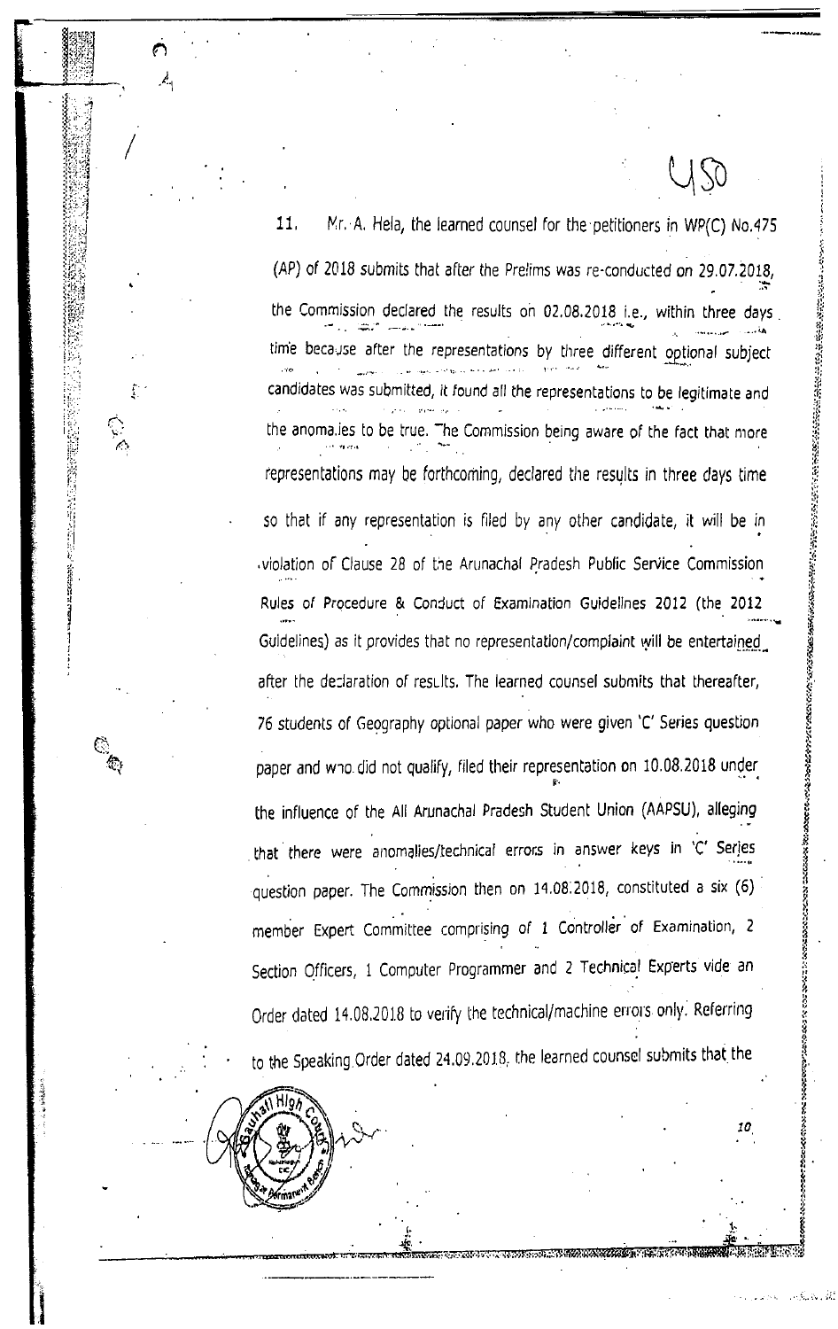11. Mr. A. Hela, the learned counsel for the petitioners in WP(C) No.475 (AP) of 2018 submits that after the Prelims was re-conducted on 29.07.2018, the Commission declared the results on 02.08.2018 i.e., within three days time because after the representations by three different optional subject candidates was submitted, it found all the representations to be legitimate and the anomalies to be true. The Commission being aware of the fact that more representations may be forthcoming, declared the results in three days time so that if any representation is filed by any other candidate, it will be in violation of Clause 28 of the Arunachal Pradesh Public Service Commission Rules of Procedure & Conduct of Examination Guidelines 2012 (the 2012 Guidelines) as it provides that no representation/complaint will be entertained after the declaration of results. The learned counsel submits that thereafter, 76 students of Geography optional paper who were given 'C' Series question paper and who did not qualify, filed their representation on 10.08.2018 under the influence of the All Arunachal Pradesh Student Union (AAPSU), alleging that there were anomalies/technical errors in answer keys in 'C' Series question paper. The Commission then on 14.08.2018, constituted a six (6) member Expert Committee comprising of 1 Controller of Examination, 2 Section Officers, 1 Computer Programmer and 2 Technical Experts vide an Order dated 14.08.2018 to verify the technical/machine errors only. Referring to the Speaking Order dated 24.09.2018, the learned counsel submits that the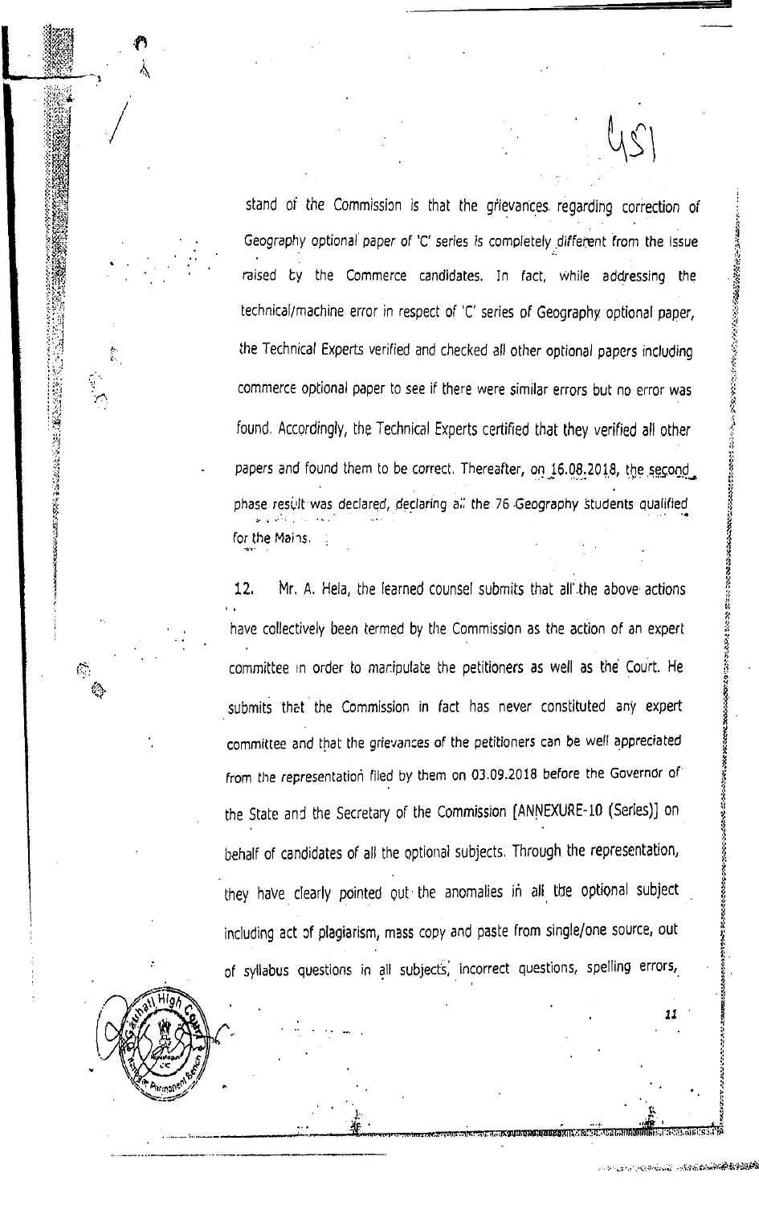stand of the Commission is that the grievances regarding correction of Geography optional paper of 'C' series is completely different from the issue raised by the Commerce candidates. In fact, while addressing the technical/machine error in respect of 'C' series of Geography optional paper, the Technical Experts verified and checked all other optional papers including commerce optional paper to see if there were similar errors but no error was found. Accordingly, the Technical Experts certified that they verified all other papers and found them to be correct. Thereafter, on 16.08.2018, the second phase result was declared, declaring all the 76 Geography students qualified for the Mains.

12. Mr. A. Hela, the learned counsel submits that all the above actions have collectively been termed by the Commission as the action of an expert committee in order to manipulate the petitioners as well as the Court. He submits that the Commission in fact has never constituted any expert committee and that the grievances of the petitioners can be well appreciated from the representation filed by them on 03.09.2018 before the Governor of the State and the Secretary of the Commission [ANNEXURE-10 (Series)] on behalf of candidates of all the optional subjects. Through the representation, they have clearly pointed out the anomalies in all the optional subject including act of plagiarism, mass copy and paste from single/one source, out of syllabus questions in all subjects, incorrect questions, spelling errors,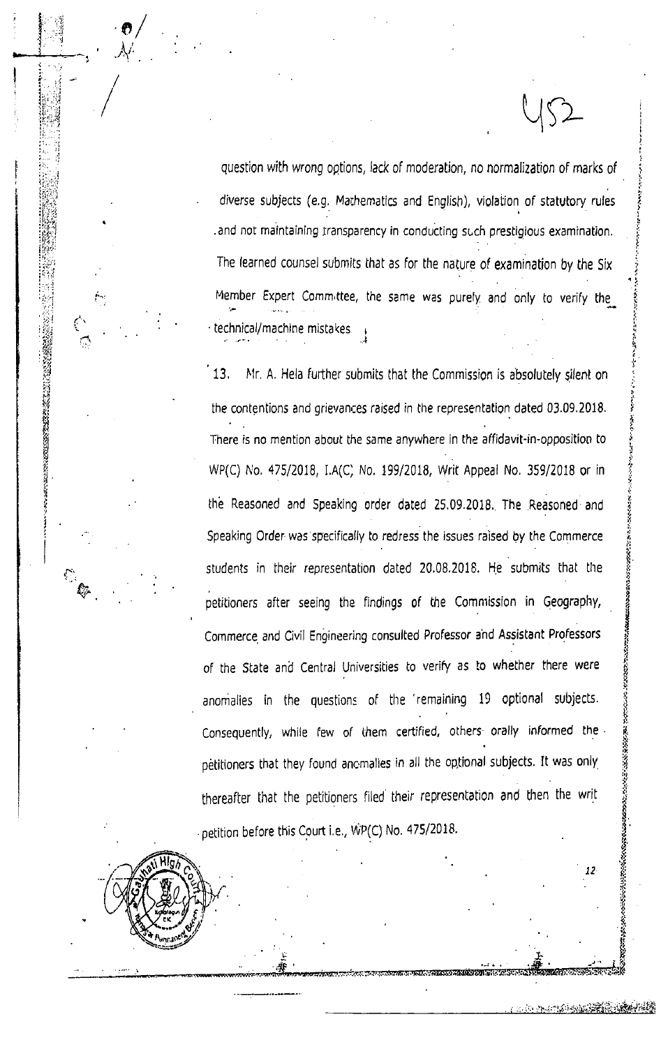question with wrong options, lack of moderation, no normalization of marks of diverse subjects (e.g. Mathematics and English), violation of statutory rules and not maintaining transparency in conducting such prestigious examination. The learned counsel submits that as for the nature of examination by the Six Member Expert Committee, the same was purely and only to verify the technical/machine mistakes.

13. Mr. A. Hela further submits that the Commission is absolutely silent on the contentions and grievances raised in the representation dated 03.09.2018. There is no mention about the same anywhere in the affidavit-in-opposition to WP(C) No. 475/2018, I.A(C) No. 199/2018, Writ Appeal No. 359/2018 or in the Reasoned and Speaking order dated 25.09.2018. The Reasoned and Speaking Order was specifically to redress the issues raised by the Commerce students in their representation dated 20.08.2018. He submits that the petitioners after seeing the findings of the Commission in Geography, Commerce and Civil Engineering consulted Professor and Assistant Professors of the State and Central Universities to verify as to whether there were anomalies in the questions of the remaining 19 optional subjects. Consequently, while few of them certified, others orally informed the petitioners that they found anomalies in all the optional subjects. It was only thereafter that the petitioners filed their representation and then the writ petition before this Court i.e., WP(C) No. 475/2018.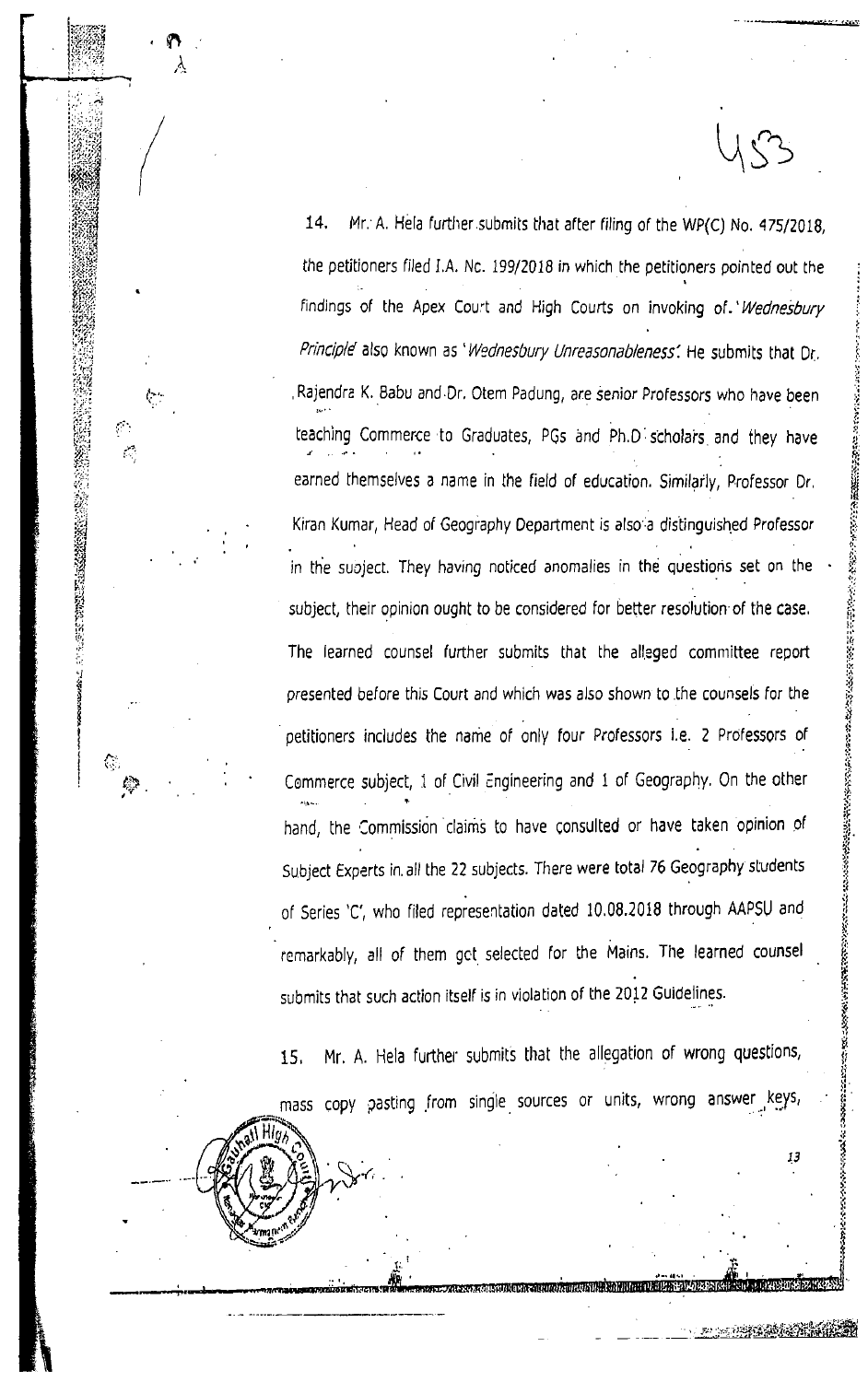14. Mr. A. Hela further submits that after filing of the WP(C) No. 475/2018, the petitioners filed I.A. No. 199/2018 in which the petitioners pointed out the findings of the Apex Court and High Courts on invoking of '*Wednesbury Principle*' also known as '*Wednesbury Unreasonableness*'. He submits that Dr. Rajendra K. Babu and Dr. Otem Padung, are senior Professors who have been teaching Commerce to Graduates, PGs and Ph.D scholars and they have earned themselves a name in the field of education. Similarly, Professor Dr. Kiran Kumar, Head of Geography Department is also a distinguished Professor in the subject. They having noticed anomalies in the questions set on the subject, their opinion ought to be considered for better resolution of the case. The learned counsel further submits that the alleged committee report presented before this Court and which was also shown to the counsels for the petitioners includes the name of only four Professors i.e. 2 Professors of Commerce subject, 1 of Civil Engineering and 1 of Geography. On the other hand, the Commission claims to have consulted or have taken opinion of Subject Experts in all the 22 subjects. There were total 76 Geography students of Series 'C', who filed representation dated 10.08.2018 through AAPSU and remarkably, all of them got selected for the Mains. The learned counsel submits that such action itself is in violation of the 2012 Guidelines.

15. Mr. A. Hela further submits that the allegation of wrong questions, mass copy pasting from single sources or units, wrong answer keys,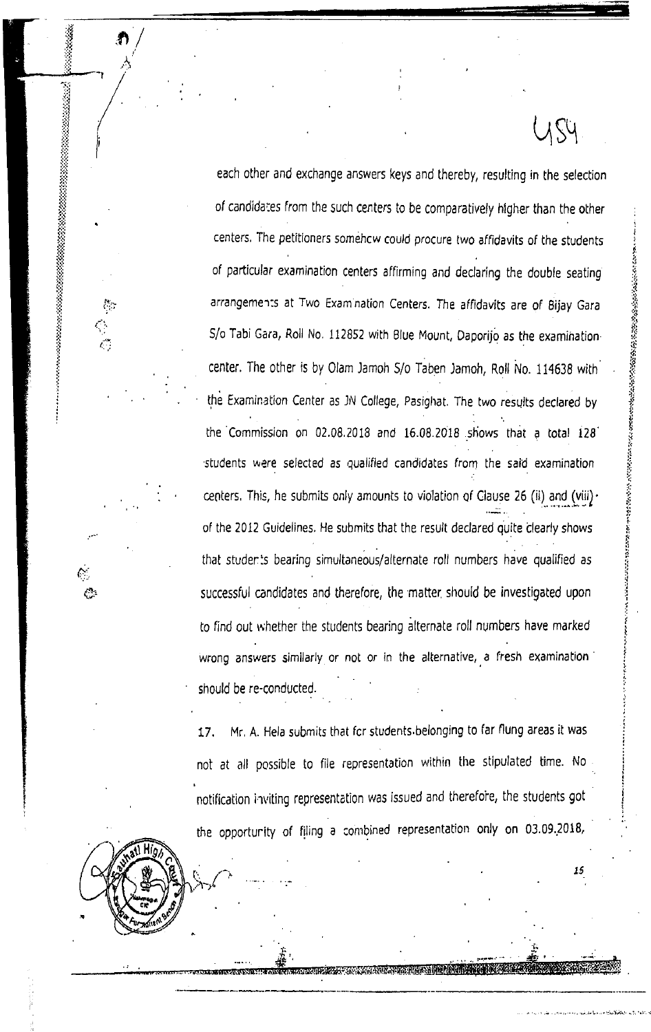each other and exchange answers keys and thereby, resulting in the selection of candidates from the such centers to be comparatively higher than the other centers. The petitioners somehow could procure two affidavits of the students of particular examination centers affirming and declaring the double seating arrangements at Two Examination Centers. The affidavits are of Bijay Gara S/o Tabi Gara, Roll No. 112852 with Blue Mount, Daporijo as the examination center. The other is by Olam Jamoh S/o Taben Jamoh, Roll No. 114638 with the Examination Center as JN College, Pasighat. The two results declared by the Commission on 02.08.2018 and 16.08.2018 shows that a total 128 students were selected as qualified candidates from the said examination centers. This, he submits only amounts to violation of Clause 26 (ii) and (viii) of the 2012 Guidelines. He submits that the result declared quite clearly shows that students bearing simultaneous/alternate roll numbers have qualified as successful candidates and therefore, the matter should be investigated upon to find out whether the students bearing alternate roll numbers have marked wrong answers similarly or not or in the alternative, a fresh examination should be re-conducted.

17. Mr. A. Hela submits that for students belonging to far flung areas it was not at all possible to file representation within the stipulated time. No notification inviting representation was issued and therefore, the students got the opportunity of filing a combined representation only on 03.09.2018,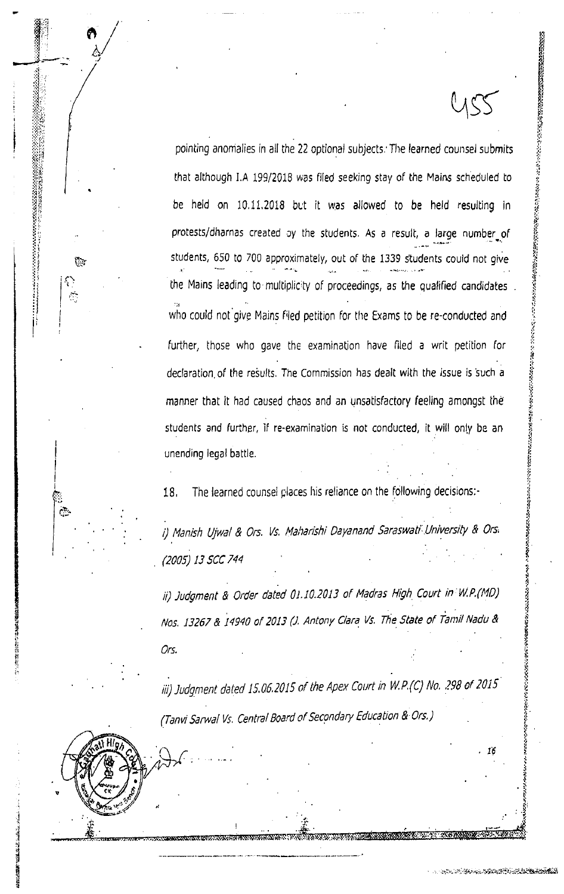pointing anomalies in all the 22 optional subjects. The learned counsel submits that although I.A 199/2018 was filed seeking stay of the Mains scheduled to be held on 10.11.2018 but it was allowed to be held resulting in protests/dharnas created by the students. As a result, a large number of students, 650 to 700 approximately, out of the 1339 students could not give the Mains leading to multiplicity of proceedings, as the qualified candidates who could not give Mains filed petition for the Exams to be re-conducted and further, those who gave the examination have filed a writ petition for declaration of the results. The Commission has dealt with the issue is such a manner that it had caused chaos and an unsatisfactory feeling amongst the students and further, if re-examination is not conducted, it will only be an unending legal battle.

18. The learned counsel places his reliance on the following decisions:-

*i) Manish Ujwal & Ors. Vs. Maharishi Dayanand Saraswati University & Ors. (2005) 13 SCC 744*

*ii) Judgment & Order dated 01.10.2013 of Madras High Court in W.P.(MD) Nos. 13267 & 14940 of 2013 (J. Antony Clara Vs. The State of Tamil Nadu & Ors.*

*iii) Judgment dated 15.06.2015 of the Apex Court in W.P.(C) No. 298 of 2015 (Tanvi Sarwal Vs. Central Board of Secondary Education & Ors.)*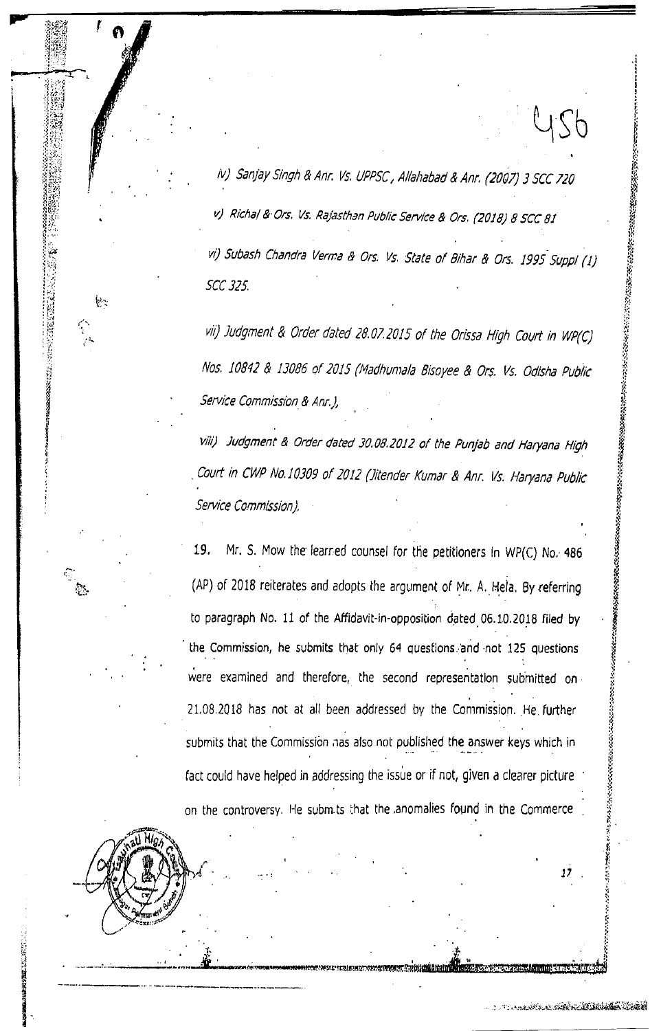*iv) Sanjay Singh & Anr. Vs. UPPSC, Allahabad & Anr. (2007) 3 SCC 720*

*v) Richal & Ors. Vs. Rajasthan Public Service & Ors. (2018) 8 SCC 81*

*vi) Subash Chandra Verma & Ors. Vs. State of Bihar & Ors. 1995 Suppl (1) SCC 325.*

*vii) Judgment & Order dated 28.07.2015 of the Orissa High Court in WP(C) Nos. 10842 & 13086 of 2015 (Madhumala Bisoyee & Ors. Vs. Odisha Public Service Commission & Anr.),*

*viii) Judgment & Order dated 30.08.2012 of the Punjab and Haryana High Court in CWP No.10309 of 2012 (Jitender Kumar & Anr. Vs. Haryana Public Service Commission).*

19. Mr. S. Mow the learned counsel for the petitioners in WP(C) No. 486 (AP) of 2018 reiterates and adopts the argument of Mr. A. Hela. By referring to paragraph No. 11 of the Affidavit-in-opposition dated 06.10.2018 filed by the Commission, he submits that only 64 questions and not 125 questions were examined and therefore, the second representation submitted on 21.08.2018 has not at all been addressed by the Commission. He further submits that the Commission has also not published the answer keys which in fact could have helped in addressing the issue or if not, given a clearer picture on the controversy. He submits that the anomalies found in the Commerce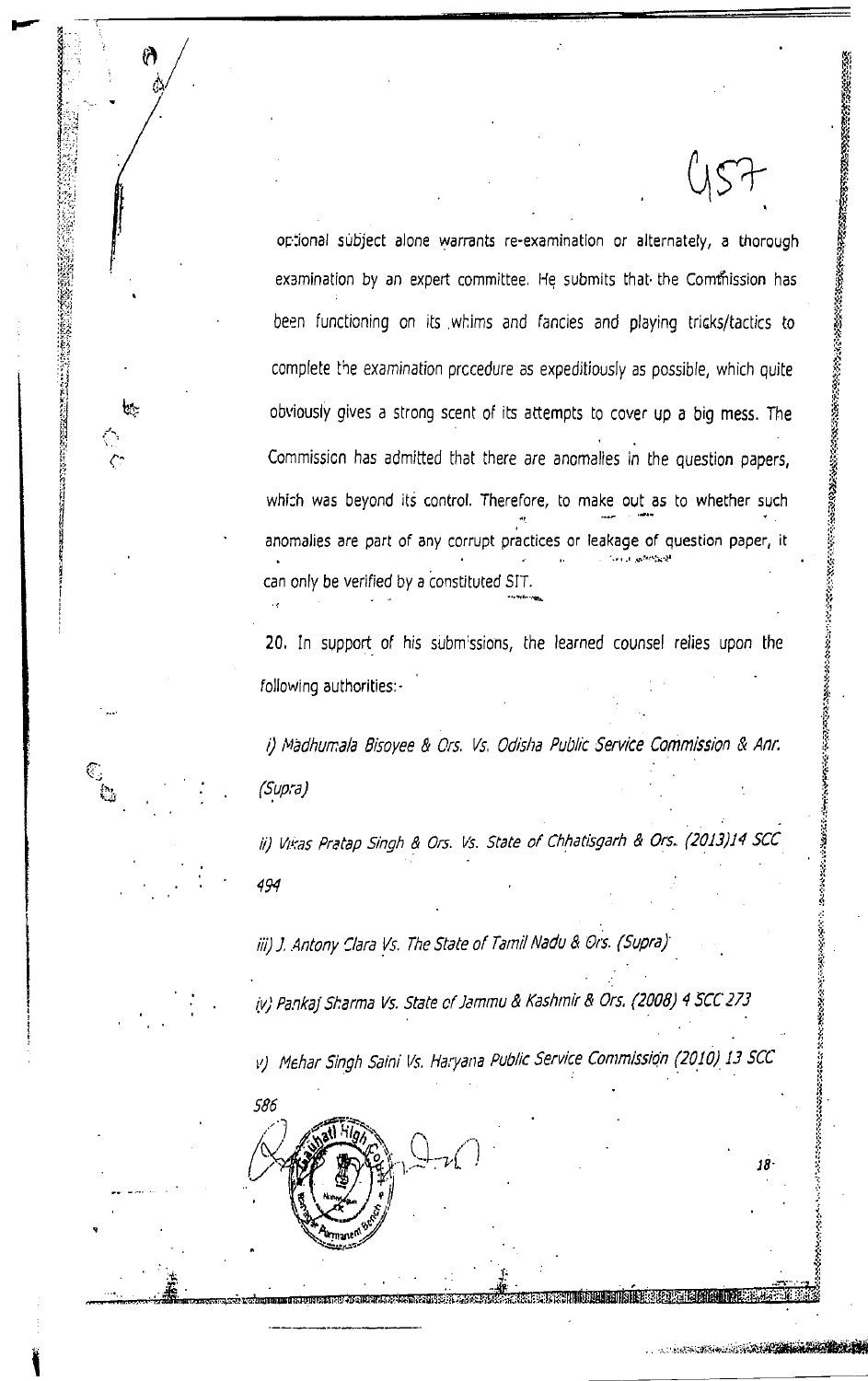optional subject alone warrants re-examination or alternately, a thorough examination by an expert committee. He submits that the Commission has been functioning on its whims and fancies and playing tricks/tactics to complete the examination procedure as expeditiously as possible, which quite obviously gives a strong scent of its attempts to cover up a big mess. The Commission has admitted that there are anomalies in the question papers, which was beyond its control. Therefore, to make out as to whether such anomalies are part of any corrupt practices or leakage of question paper, it can only be verified by a constituted SIT.

20. In support of his submissions, the learned counsel relies upon the following authorities:-

*i) Madhumala Bisoyee & Ors. Vs. Odisha Public Service Commission & Anr. (Supra)*

*ii) Vikas Pratap Singh & Ors. Vs. State of Chhatisgarh & Ors. (2013)14 SCC 494*

*iii) J. Antony Clara Vs. The State of Tamil Nadu & Ors. (Supra)*

*iv) Pankaj Sharma Vs. State of Jammu & Kashmir & Ors. (2008) 4 SCC 273*

*v) Mehar Singh Saini Vs. Haryana Public Service Commission (2010) 13 SCC 586*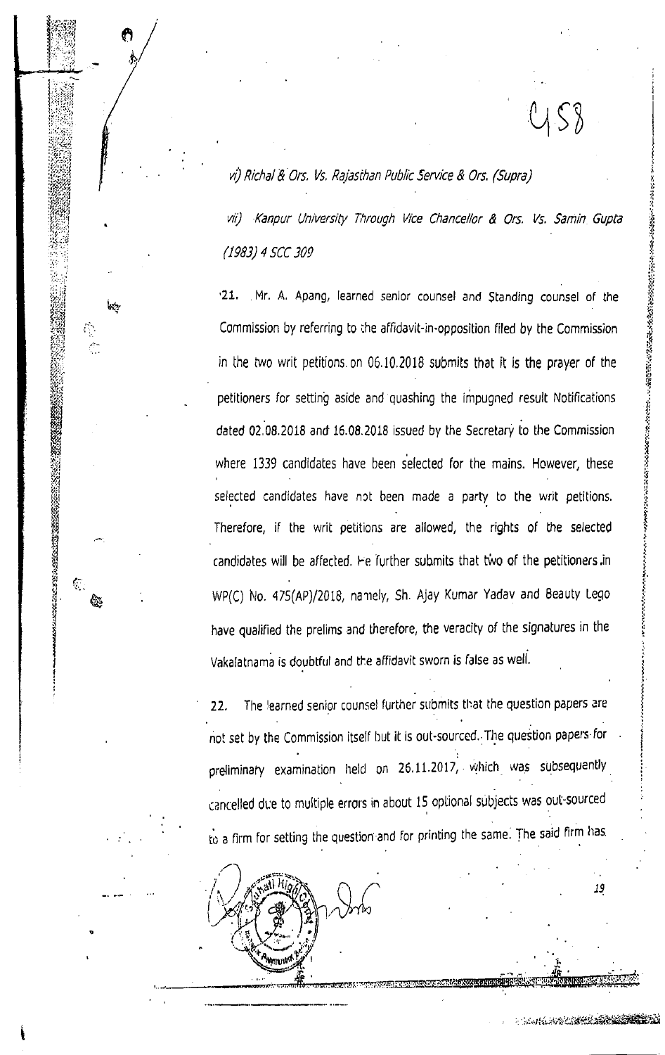*vi) Richal & Ors. Vs. Rajasthan Public Service & Ors. (Supra)*

*vii) Kanpur University Through Vice Chancellor & Ors. Vs. Samin Gupta (1983) 4 SCC 309*

21. Mr. A. Apang, learned senior counsel and Standing counsel of the Commission by referring to the affidavit-in-opposition filed by the Commission in the two writ petitions on 06.10.2018 submits that it is the prayer of the petitioners for setting aside and quashing the impugned result Notifications dated 02.08.2018 and 16.08.2018 issued by the Secretary to the Commission where 1339 candidates have been selected for the mains. However, these selected candidates have not been made a party to the writ petitions. Therefore, if the writ petitions are allowed, the rights of the selected candidates will be affected. He further submits that two of the petitioners in WP(C) No. 475(AP)/2018, namely, Sh. Ajay Kumar Yadav and Beauty Lego have qualified the prelims and therefore, the veracity of the signatures in the Vakalatnama is doubtful and the affidavit sworn is false as well.

22. The learned senior counsel further submits that the question papers are not set by the Commission itself but it is out-sourced. The question papers for preliminary examination held on 26.11.2017, which was subsequently cancelled due to multiple errors in about 15 optional subjects was out-sourced to a firm for setting the question and for printing the same. The said firm has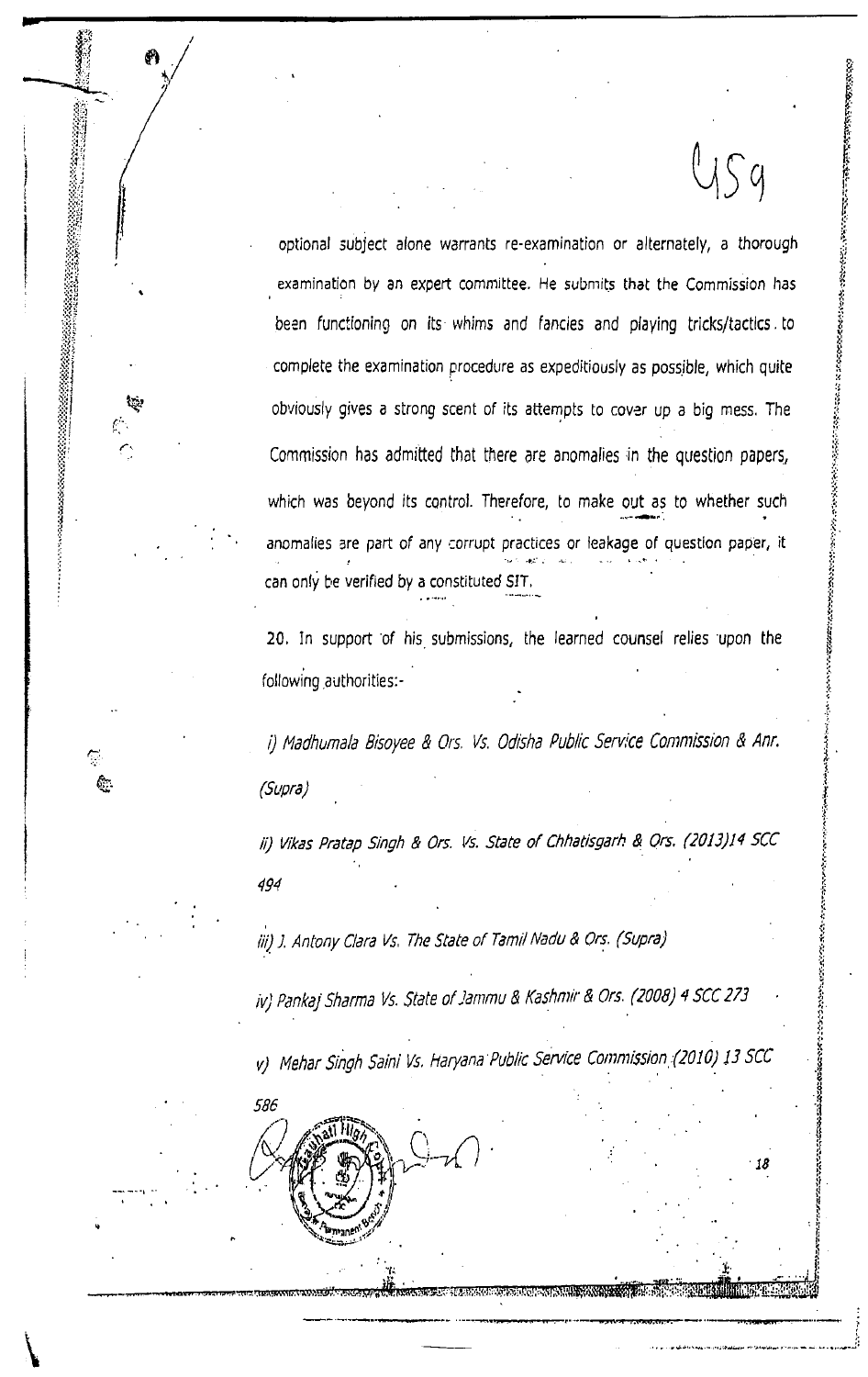optional subject alone warrants re-examination or alternately, a thorough examination by an expert committee. He submits that the Commission has been functioning on its whims and fancies and playing tricks/tactics to complete the examination procedure as expeditiously as possible, which quite obviously gives a strong scent of its attempts to cover up a big mess. The Commission has admitted that there are anomalies in the question papers, which was beyond its control. Therefore, to make out as to whether such anomalies are part of any corrupt practices or leakage of question paper, it can only be verified by a constituted SIT.

20. In support of his submissions, the learned counsel relies upon the following authorities:-

*i) Madhumala Bisoyee & Ors. Vs. Odisha Public Service Commission & Anr. (Supra)*

*ii) Vikas Pratap Singh & Ors. Vs. State of Chhatisgarh & Ors. (2013)14 SCC 494*

*iii) J. Antony Clara Vs. The State of Tamil Nadu & Ors. (Supra)*

*iv) Pankaj Sharma Vs. State of Jammu & Kashmir & Ors. (2008) 4 SCC 273*

*v) Mehar Singh Saini Vs. Haryana Public Service Commission (2010) 13 SCC 586*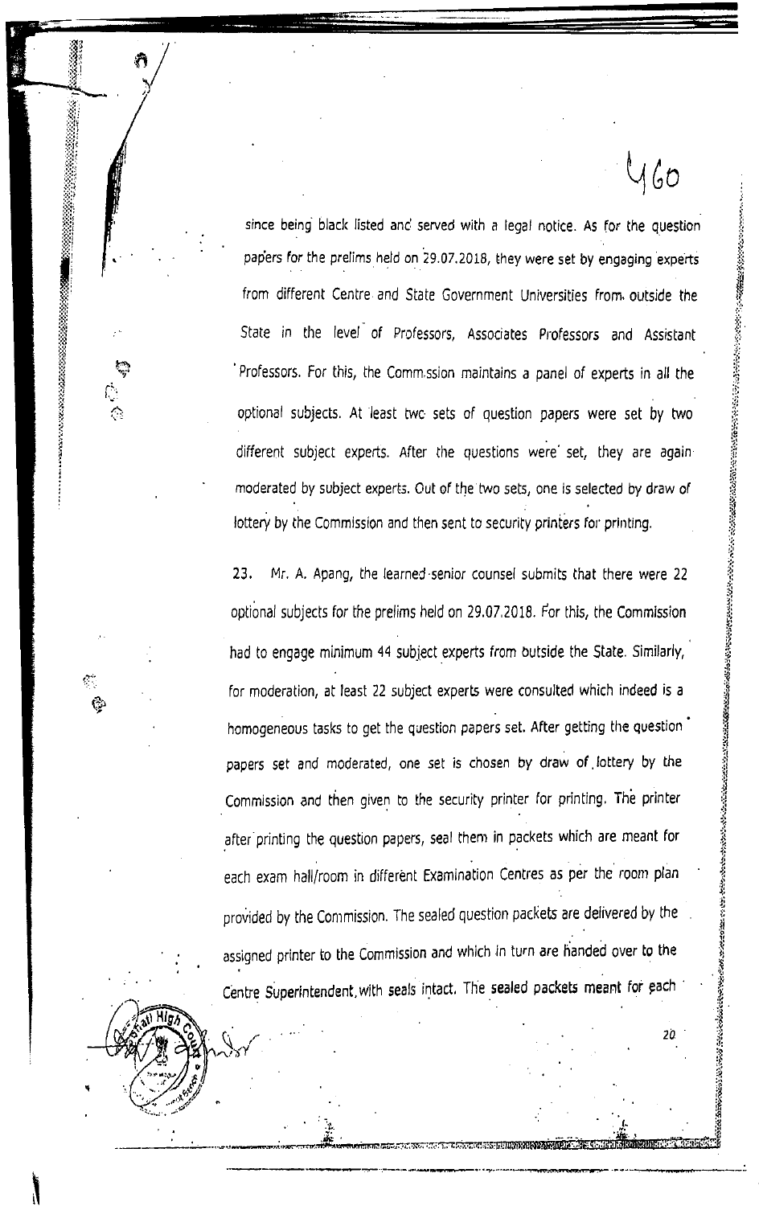since being black listed and served with a legal notice. As for the question papers for the prelims held on 29.07.2018, they were set by engaging experts from different Centre and State Government Universities from outside the State in the level of Professors, Associates Professors and Assistant Professors. For this, the Commission maintains a panel of experts in all the optional subjects. At least two sets of question papers were set by two different subject experts. After the questions were set, they are again moderated by subject experts. Out of the two sets, one is selected by draw of lottery by the Commission and then sent to security printers for printing.

23. Mr. A. Apang, the learned senior counsel submits that there were 22 optional subjects for the prelims held on 29.07.2018. For this, the Commission had to engage minimum 44 subject experts from outside the State. Similarly, for moderation, at least 22 subject experts were consulted which indeed is a homogeneous tasks to get the question papers set. After getting the question papers set and moderated, one set is chosen by draw of lottery by the Commission and then given to the security printer for printing. The printer after printing the question papers, seal them in packets which are meant for each exam hall/room in different Examination Centres as per the room plan provided by the Commission. The sealed question packets are delivered by the assigned printer to the Commission and which in turn are handed over to the Centre Superintendent, with seals intact. The sealed packets meant for each